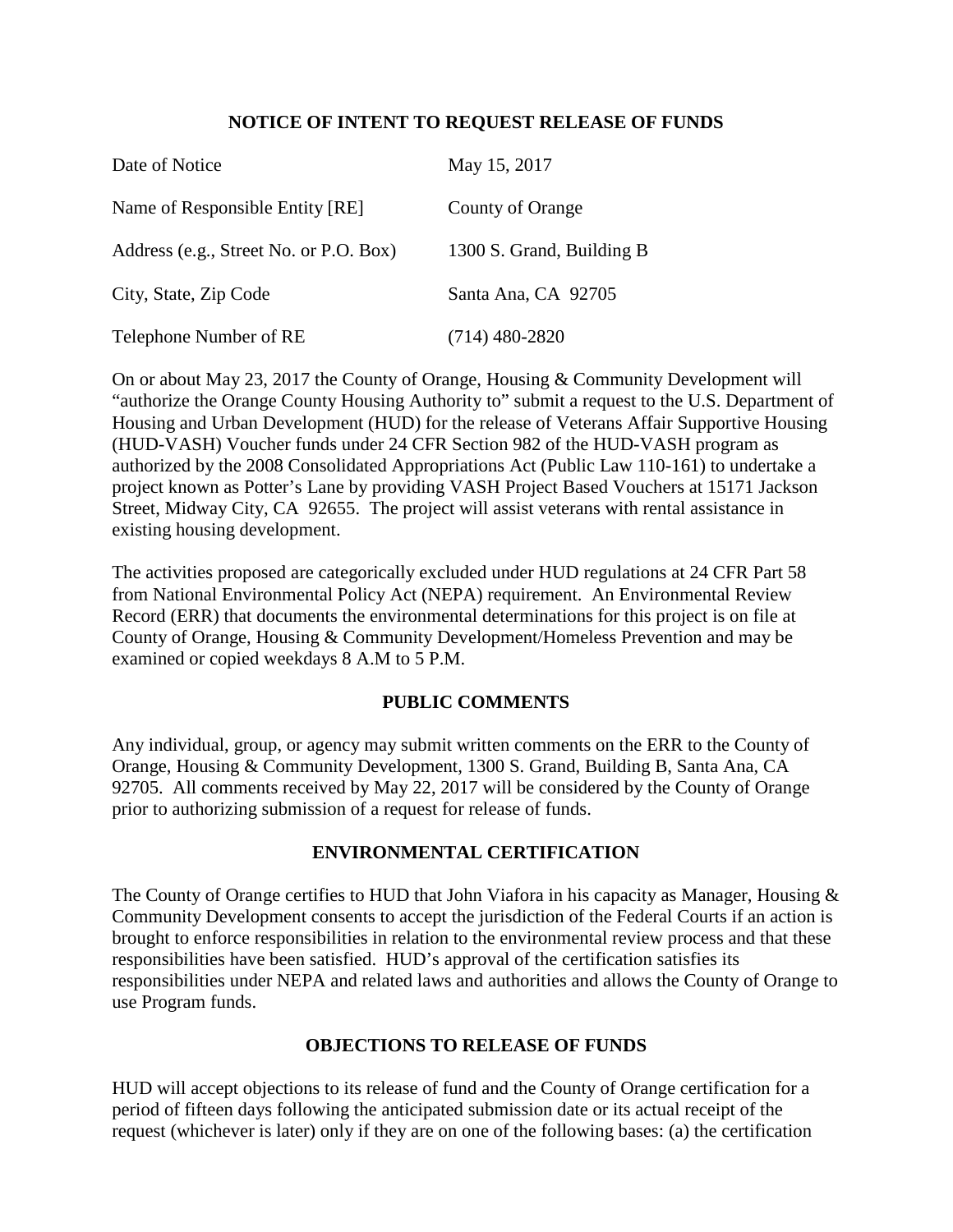## NOTICE OF INTENT TO REQUEST RELEASE OF FUNDS

| | |
|---|---|
| Date of Notice | May 15, 2017 |
| Name of Responsible Entity [RE] | County of Orange |
| Address (e.g., Street No. or P.O. Box) | 1300 S. Grand, Building B |
| City, State, Zip Code | Santa Ana, CA 92705 |
| Telephone Number of RE | (714) 480-2820 |

On or about May 23, 2017 the County of Orange, Housing & Community Development will "authorize the Orange County Housing Authority to" submit a request to the U.S. Department of Housing and Urban Development (HUD) for the release of Veterans Affair Supportive Housing (HUD-VASH) Voucher funds under 24 CFR Section 982 of the HUD-VASH program as authorized by the 2008 Consolidated Appropriations Act (Public Law 110-161) to undertake a project known as Potter's Lane by providing VASH Project Based Vouchers at 15171 Jackson Street, Midway City, CA 92655. The project will assist veterans with rental assistance in existing housing development.

The activities proposed are categorically excluded under HUD regulations at 24 CFR Part 58 from National Environmental Policy Act (NEPA) requirement. An Environmental Review Record (ERR) that documents the environmental determinations for this project is on file at County of Orange, Housing & Community Development/Homeless Prevention and may be examined or copied weekdays 8 A.M to 5 P.M.

## PUBLIC COMMENTS

Any individual, group, or agency may submit written comments on the ERR to the County of Orange, Housing & Community Development, 1300 S. Grand, Building B, Santa Ana, CA 92705. All comments received by May 22, 2017 will be considered by the County of Orange prior to authorizing submission of a request for release of funds.

## ENVIRONMENTAL CERTIFICATION

The County of Orange certifies to HUD that John Viafora in his capacity as Manager, Housing & Community Development consents to accept the jurisdiction of the Federal Courts if an action is brought to enforce responsibilities in relation to the environmental review process and that these responsibilities have been satisfied. HUD's approval of the certification satisfies its responsibilities under NEPA and related laws and authorities and allows the County of Orange to use Program funds.

## OBJECTIONS TO RELEASE OF FUNDS

HUD will accept objections to its release of fund and the County of Orange certification for a period of fifteen days following the anticipated submission date or its actual receipt of the request (whichever is later) only if they are on one of the following bases: (a) the certification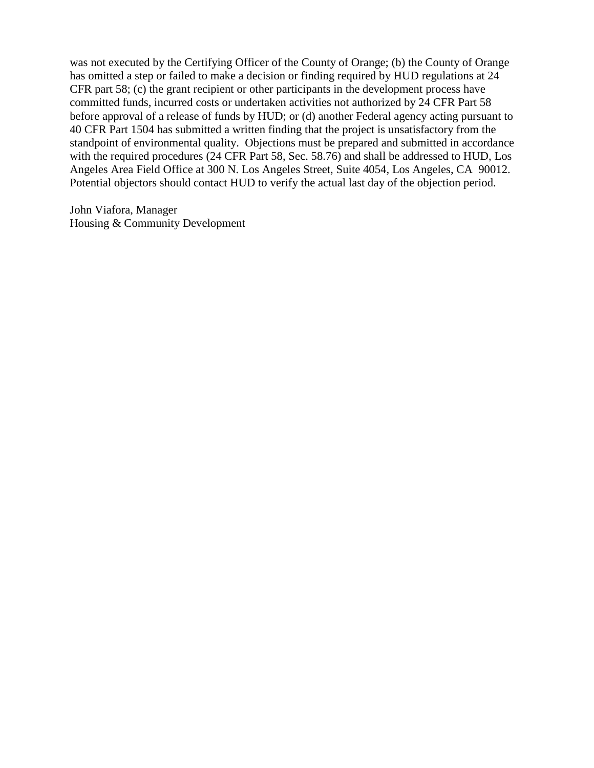was not executed by the Certifying Officer of the County of Orange; (b) the County of Orange has omitted a step or failed to make a decision or finding required by HUD regulations at 24 CFR part 58; (c) the grant recipient or other participants in the development process have committed funds, incurred costs or undertaken activities not authorized by 24 CFR Part 58 before approval of a release of funds by HUD; or (d) another Federal agency acting pursuant to 40 CFR Part 1504 has submitted a written finding that the project is unsatisfactory from the standpoint of environmental quality. Objections must be prepared and submitted in accordance with the required procedures (24 CFR Part 58, Sec. 58.76) and shall be addressed to HUD, Los Angeles Area Field Office at 300 N. Los Angeles Street, Suite 4054, Los Angeles, CA 90012. Potential objectors should contact HUD to verify the actual last day of the objection period.

John Viafora, Manager
Housing & Community Development